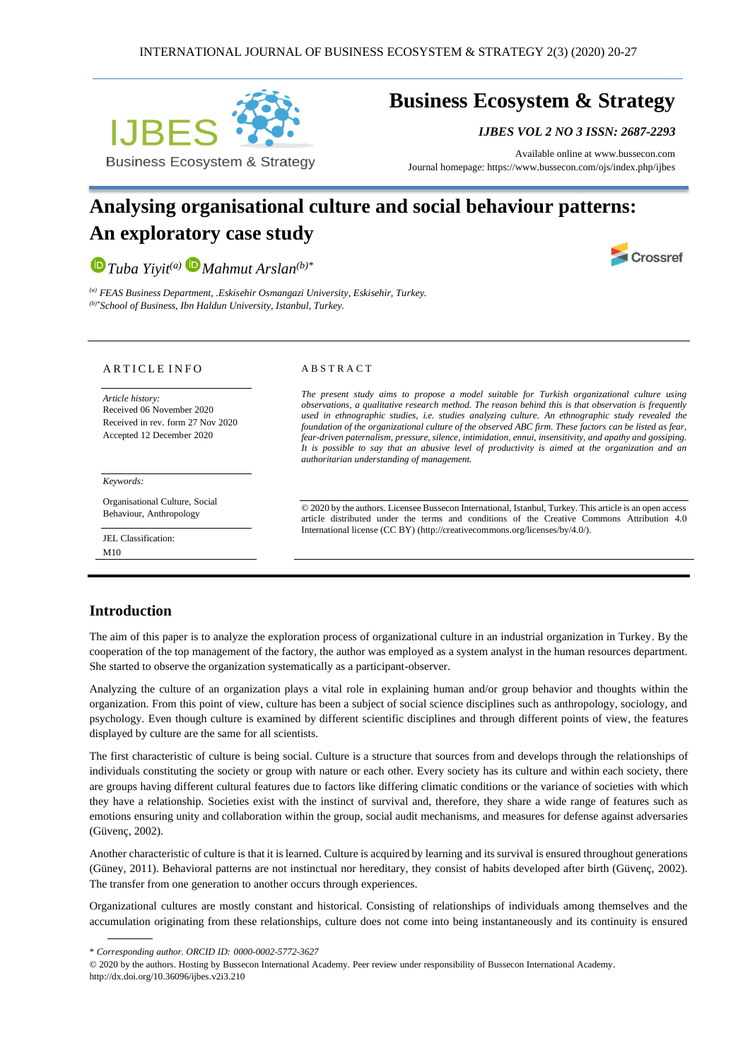# Business Ecosystem & Strategy

*IJBES VOL 2 NO 3 ISSN: 2687-2293*

Available online at www.bussecon.com
Journal homepage: https://www.bussecon.com/ojs/index.php/ijbes

# Analysing organisational culture and social behaviour patterns: An exploratory case study

*Tuba Yiyit*[(a)] *Mahmut Arslan*[(b)*]

[(a)] *FEAS Business Department, .Eskisehir Osmangazi University, Eskisehir, Turkey.*
[(b)*] *School of Business, Ibn Haldun University, Istanbul, Turkey.*

## ARTICLE INFO

*Article history:*
Received 06 November 2020
Received in rev. form 27 Nov 2020
Accepted 12 December 2020

*Keywords:*

Organisational Culture, Social Behaviour, Anthropology

JEL Classification:
M10

## ABSTRACT

*The present study aims to propose a model suitable for Turkish organizational culture using observations, a qualitative research method. The reason behind this is that observation is frequently used in ethnographic studies, i.e. studies analyzing culture. An ethnographic study revealed the foundation of the organizational culture of the observed ABC firm. These factors can be listed as fear, fear-driven paternalism, pressure, silence, intimidation, ennui, insensitivity, and apathy and gossiping. It is possible to say that an abusive level of productivity is aimed at the organization and an authoritarian understanding of management.*

© 2020 by the authors. Licensee Bussecon International, Istanbul, Turkey. This article is an open access article distributed under the terms and conditions of the Creative Commons Attribution 4.0 International license (CC BY) (http://creativecommons.org/licenses/by/4.0/).

## Introduction

The aim of this paper is to analyze the exploration process of organizational culture in an industrial organization in Turkey. By the cooperation of the top management of the factory, the author was employed as a system analyst in the human resources department. She started to observe the organization systematically as a participant-observer.

Analyzing the culture of an organization plays a vital role in explaining human and/or group behavior and thoughts within the organization. From this point of view, culture has been a subject of social science disciplines such as anthropology, sociology, and psychology. Even though culture is examined by different scientific disciplines and through different points of view, the features displayed by culture are the same for all scientists.

The first characteristic of culture is being social. Culture is a structure that sources from and develops through the relationships of individuals constituting the society or group with nature or each other. Every society has its culture and within each society, there are groups having different cultural features due to factors like differing climatic conditions or the variance of societies with which they have a relationship. Societies exist with the instinct of survival and, therefore, they share a wide range of features such as emotions ensuring unity and collaboration within the group, social audit mechanisms, and measures for defense against adversaries (Güvenç, 2002).

Another characteristic of culture is that it is learned. Culture is acquired by learning and its survival is ensured throughout generations (Güney, 2011). Behavioral patterns are not instinctual nor hereditary, they consist of habits developed after birth (Güvenç, 2002). The transfer from one generation to another occurs through experiences.

Organizational cultures are mostly constant and historical. Consisting of relationships of individuals among themselves and the accumulation originating from these relationships, culture does not come into being instantaneously and its continuity is ensured

\* *Corresponding author. ORCID ID: 0000-0002-5772-3627*

© 2020 by the authors. Hosting by Bussecon International Academy. Peer review under responsibility of Bussecon International Academy.
http://dx.doi.org/10.36096/ijbes.v2i3.210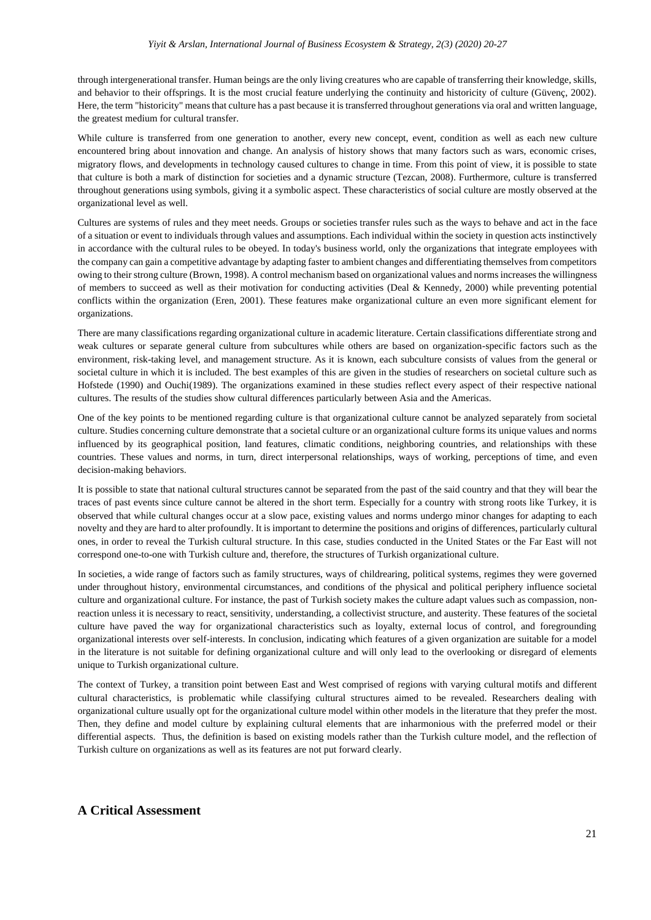through intergenerational transfer. Human beings are the only living creatures who are capable of transferring their knowledge, skills, and behavior to their offsprings. It is the most crucial feature underlying the continuity and historicity of culture (Güvenç, 2002). Here, the term "historicity" means that culture has a past because it is transferred throughout generations via oral and written language, the greatest medium for cultural transfer.

While culture is transferred from one generation to another, every new concept, event, condition as well as each new culture encountered bring about innovation and change. An analysis of history shows that many factors such as wars, economic crises, migratory flows, and developments in technology caused cultures to change in time. From this point of view, it is possible to state that culture is both a mark of distinction for societies and a dynamic structure (Tezcan, 2008). Furthermore, culture is transferred throughout generations using symbols, giving it a symbolic aspect. These characteristics of social culture are mostly observed at the organizational level as well.

Cultures are systems of rules and they meet needs. Groups or societies transfer rules such as the ways to behave and act in the face of a situation or event to individuals through values and assumptions. Each individual within the society in question acts instinctively in accordance with the cultural rules to be obeyed. In today's business world, only the organizations that integrate employees with the company can gain a competitive advantage by adapting faster to ambient changes and differentiating themselves from competitors owing to their strong culture (Brown, 1998). A control mechanism based on organizational values and norms increases the willingness of members to succeed as well as their motivation for conducting activities (Deal & Kennedy, 2000) while preventing potential conflicts within the organization (Eren, 2001). These features make organizational culture an even more significant element for organizations.

There are many classifications regarding organizational culture in academic literature. Certain classifications differentiate strong and weak cultures or separate general culture from subcultures while others are based on organization-specific factors such as the environment, risk-taking level, and management structure. As it is known, each subculture consists of values from the general or societal culture in which it is included. The best examples of this are given in the studies of researchers on societal culture such as Hofstede (1990) and Ouchi(1989). The organizations examined in these studies reflect every aspect of their respective national cultures. The results of the studies show cultural differences particularly between Asia and the Americas.

One of the key points to be mentioned regarding culture is that organizational culture cannot be analyzed separately from societal culture. Studies concerning culture demonstrate that a societal culture or an organizational culture forms its unique values and norms influenced by its geographical position, land features, climatic conditions, neighboring countries, and relationships with these countries. These values and norms, in turn, direct interpersonal relationships, ways of working, perceptions of time, and even decision-making behaviors.

It is possible to state that national cultural structures cannot be separated from the past of the said country and that they will bear the traces of past events since culture cannot be altered in the short term. Especially for a country with strong roots like Turkey, it is observed that while cultural changes occur at a slow pace, existing values and norms undergo minor changes for adapting to each novelty and they are hard to alter profoundly. It is important to determine the positions and origins of differences, particularly cultural ones, in order to reveal the Turkish cultural structure. In this case, studies conducted in the United States or the Far East will not correspond one-to-one with Turkish culture and, therefore, the structures of Turkish organizational culture.

In societies, a wide range of factors such as family structures, ways of childrearing, political systems, regimes they were governed under throughout history, environmental circumstances, and conditions of the physical and political periphery influence societal culture and organizational culture. For instance, the past of Turkish society makes the culture adapt values such as compassion, non-reaction unless it is necessary to react, sensitivity, understanding, a collectivist structure, and austerity. These features of the societal culture have paved the way for organizational characteristics such as loyalty, external locus of control, and foregrounding organizational interests over self-interests. In conclusion, indicating which features of a given organization are suitable for a model in the literature is not suitable for defining organizational culture and will only lead to the overlooking or disregard of elements unique to Turkish organizational culture.

The context of Turkey, a transition point between East and West comprised of regions with varying cultural motifs and different cultural characteristics, is problematic while classifying cultural structures aimed to be revealed. Researchers dealing with organizational culture usually opt for the organizational culture model within other models in the literature that they prefer the most. Then, they define and model culture by explaining cultural elements that are inharmonious with the preferred model or their differential aspects. Thus, the definition is based on existing models rather than the Turkish culture model, and the reflection of Turkish culture on organizations as well as its features are not put forward clearly.

## A Critical Assessment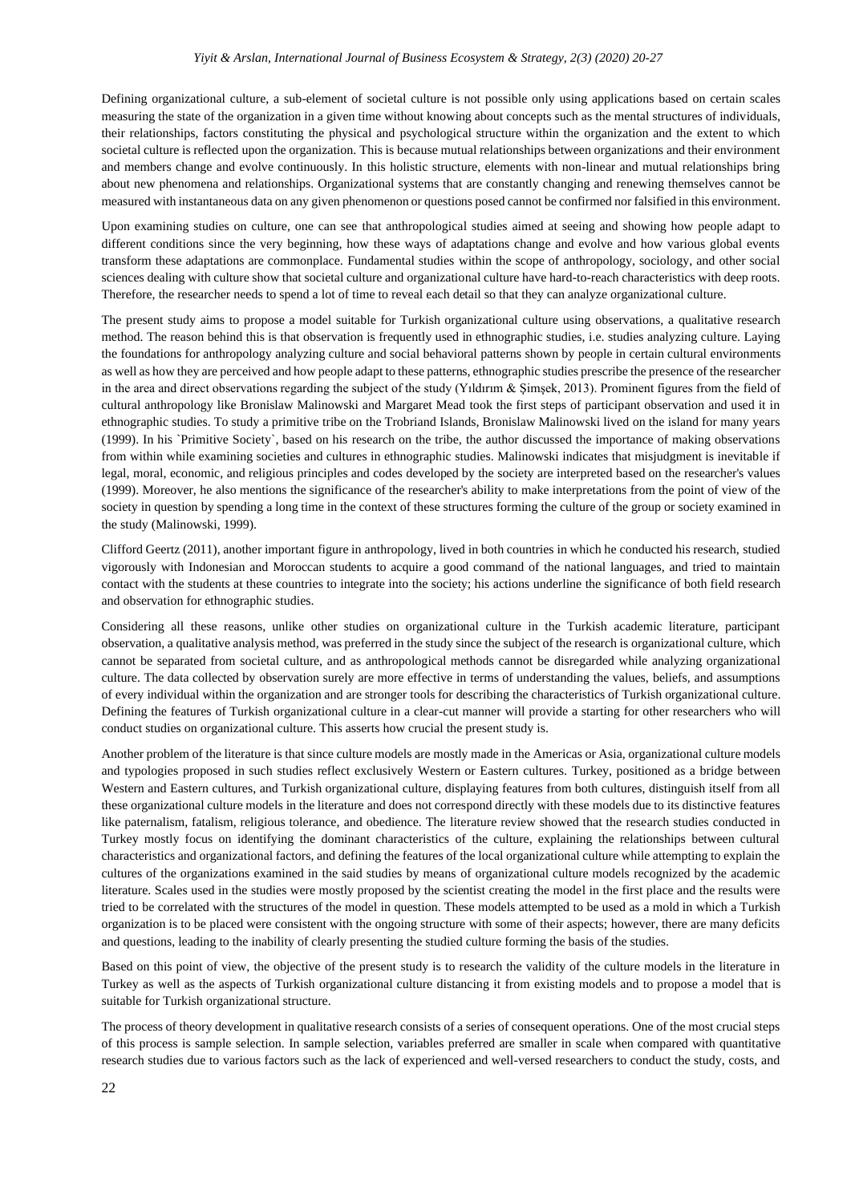Defining organizational culture, a sub-element of societal culture is not possible only using applications based on certain scales measuring the state of the organization in a given time without knowing about concepts such as the mental structures of individuals, their relationships, factors constituting the physical and psychological structure within the organization and the extent to which societal culture is reflected upon the organization. This is because mutual relationships between organizations and their environment and members change and evolve continuously. In this holistic structure, elements with non-linear and mutual relationships bring about new phenomena and relationships. Organizational systems that are constantly changing and renewing themselves cannot be measured with instantaneous data on any given phenomenon or questions posed cannot be confirmed nor falsified in this environment.

Upon examining studies on culture, one can see that anthropological studies aimed at seeing and showing how people adapt to different conditions since the very beginning, how these ways of adaptations change and evolve and how various global events transform these adaptations are commonplace. Fundamental studies within the scope of anthropology, sociology, and other social sciences dealing with culture show that societal culture and organizational culture have hard-to-reach characteristics with deep roots. Therefore, the researcher needs to spend a lot of time to reveal each detail so that they can analyze organizational culture.

The present study aims to propose a model suitable for Turkish organizational culture using observations, a qualitative research method. The reason behind this is that observation is frequently used in ethnographic studies, i.e. studies analyzing culture. Laying the foundations for anthropology analyzing culture and social behavioral patterns shown by people in certain cultural environments as well as how they are perceived and how people adapt to these patterns, ethnographic studies prescribe the presence of the researcher in the area and direct observations regarding the subject of the study (Yıldırım & Şimşek, 2013). Prominent figures from the field of cultural anthropology like Bronislaw Malinowski and Margaret Mead took the first steps of participant observation and used it in ethnographic studies. To study a primitive tribe on the Trobriand Islands, Bronislaw Malinowski lived on the island for many years (1999). In his `Primitive Society`, based on his research on the tribe, the author discussed the importance of making observations from within while examining societies and cultures in ethnographic studies. Malinowski indicates that misjudgment is inevitable if legal, moral, economic, and religious principles and codes developed by the society are interpreted based on the researcher's values (1999). Moreover, he also mentions the significance of the researcher's ability to make interpretations from the point of view of the society in question by spending a long time in the context of these structures forming the culture of the group or society examined in the study (Malinowski, 1999).

Clifford Geertz (2011), another important figure in anthropology, lived in both countries in which he conducted his research, studied vigorously with Indonesian and Moroccan students to acquire a good command of the national languages, and tried to maintain contact with the students at these countries to integrate into the society; his actions underline the significance of both field research and observation for ethnographic studies.

Considering all these reasons, unlike other studies on organizational culture in the Turkish academic literature, participant observation, a qualitative analysis method, was preferred in the study since the subject of the research is organizational culture, which cannot be separated from societal culture, and as anthropological methods cannot be disregarded while analyzing organizational culture. The data collected by observation surely are more effective in terms of understanding the values, beliefs, and assumptions of every individual within the organization and are stronger tools for describing the characteristics of Turkish organizational culture. Defining the features of Turkish organizational culture in a clear-cut manner will provide a starting for other researchers who will conduct studies on organizational culture. This asserts how crucial the present study is.

Another problem of the literature is that since culture models are mostly made in the Americas or Asia, organizational culture models and typologies proposed in such studies reflect exclusively Western or Eastern cultures. Turkey, positioned as a bridge between Western and Eastern cultures, and Turkish organizational culture, displaying features from both cultures, distinguish itself from all these organizational culture models in the literature and does not correspond directly with these models due to its distinctive features like paternalism, fatalism, religious tolerance, and obedience. The literature review showed that the research studies conducted in Turkey mostly focus on identifying the dominant characteristics of the culture, explaining the relationships between cultural characteristics and organizational factors, and defining the features of the local organizational culture while attempting to explain the cultures of the organizations examined in the said studies by means of organizational culture models recognized by the academic literature. Scales used in the studies were mostly proposed by the scientist creating the model in the first place and the results were tried to be correlated with the structures of the model in question. These models attempted to be used as a mold in which a Turkish organization is to be placed were consistent with the ongoing structure with some of their aspects; however, there are many deficits and questions, leading to the inability of clearly presenting the studied culture forming the basis of the studies.

Based on this point of view, the objective of the present study is to research the validity of the culture models in the literature in Turkey as well as the aspects of Turkish organizational culture distancing it from existing models and to propose a model that is suitable for Turkish organizational structure.

The process of theory development in qualitative research consists of a series of consequent operations. One of the most crucial steps of this process is sample selection. In sample selection, variables preferred are smaller in scale when compared with quantitative research studies due to various factors such as the lack of experienced and well-versed researchers to conduct the study, costs, and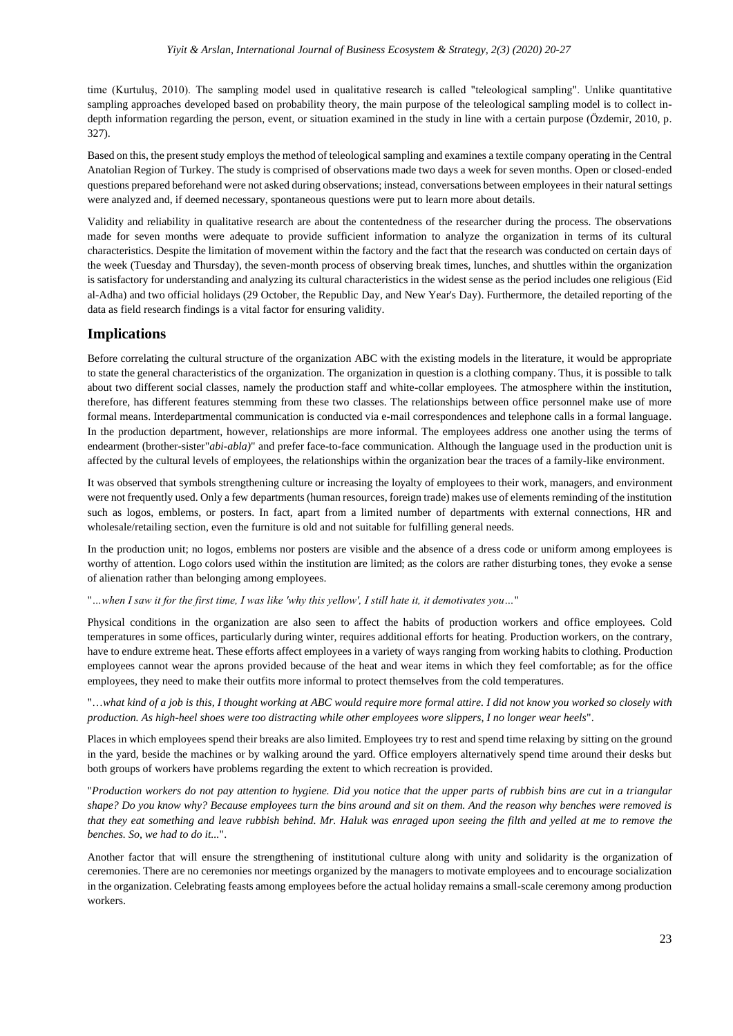time (Kurtuluş, 2010). The sampling model used in qualitative research is called "teleological sampling". Unlike quantitative sampling approaches developed based on probability theory, the main purpose of the teleological sampling model is to collect in-depth information regarding the person, event, or situation examined in the study in line with a certain purpose (Özdemir, 2010, p. 327).

Based on this, the present study employs the method of teleological sampling and examines a textile company operating in the Central Anatolian Region of Turkey. The study is comprised of observations made two days a week for seven months. Open or closed-ended questions prepared beforehand were not asked during observations; instead, conversations between employees in their natural settings were analyzed and, if deemed necessary, spontaneous questions were put to learn more about details.

Validity and reliability in qualitative research are about the contentedness of the researcher during the process. The observations made for seven months were adequate to provide sufficient information to analyze the organization in terms of its cultural characteristics. Despite the limitation of movement within the factory and the fact that the research was conducted on certain days of the week (Tuesday and Thursday), the seven-month process of observing break times, lunches, and shuttles within the organization is satisfactory for understanding and analyzing its cultural characteristics in the widest sense as the period includes one religious (Eid al-Adha) and two official holidays (29 October, the Republic Day, and New Year's Day). Furthermore, the detailed reporting of the data as field research findings is a vital factor for ensuring validity.

## Implications

Before correlating the cultural structure of the organization ABC with the existing models in the literature, it would be appropriate to state the general characteristics of the organization. The organization in question is a clothing company. Thus, it is possible to talk about two different social classes, namely the production staff and white-collar employees. The atmosphere within the institution, therefore, has different features stemming from these two classes. The relationships between office personnel make use of more formal means. Interdepartmental communication is conducted via e-mail correspondences and telephone calls in a formal language. In the production department, however, relationships are more informal. The employees address one another using the terms of endearment (brother-sister"*abi-abla)*" and prefer face-to-face communication. Although the language used in the production unit is affected by the cultural levels of employees, the relationships within the organization bear the traces of a family-like environment.

It was observed that symbols strengthening culture or increasing the loyalty of employees to their work, managers, and environment were not frequently used. Only a few departments (human resources, foreign trade) makes use of elements reminding of the institution such as logos, emblems, or posters. In fact, apart from a limited number of departments with external connections, HR and wholesale/retailing section, even the furniture is old and not suitable for fulfilling general needs.

In the production unit; no logos, emblems nor posters are visible and the absence of a dress code or uniform among employees is worthy of attention. Logo colors used within the institution are limited; as the colors are rather disturbing tones, they evoke a sense of alienation rather than belonging among employees.

"*…when I saw it for the first time, I was like 'why this yellow', I still hate it, it demotivates you…*"

Physical conditions in the organization are also seen to affect the habits of production workers and office employees. Cold temperatures in some offices, particularly during winter, requires additional efforts for heating. Production workers, on the contrary, have to endure extreme heat. These efforts affect employees in a variety of ways ranging from working habits to clothing. Production employees cannot wear the aprons provided because of the heat and wear items in which they feel comfortable; as for the office employees, they need to make their outfits more informal to protect themselves from the cold temperatures.

"*…what kind of a job is this, I thought working at ABC would require more formal attire. I did not know you worked so closely with production. As high-heel shoes were too distracting while other employees wore slippers, I no longer wear heels*".

Places in which employees spend their breaks are also limited. Employees try to rest and spend time relaxing by sitting on the ground in the yard, beside the machines or by walking around the yard. Office employers alternatively spend time around their desks but both groups of workers have problems regarding the extent to which recreation is provided.

"*Production workers do not pay attention to hygiene. Did you notice that the upper parts of rubbish bins are cut in a triangular shape? Do you know why? Because employees turn the bins around and sit on them. And the reason why benches were removed is that they eat something and leave rubbish behind. Mr. Haluk was enraged upon seeing the filth and yelled at me to remove the benches. So, we had to do it..*".

Another factor that will ensure the strengthening of institutional culture along with unity and solidarity is the organization of ceremonies. There are no ceremonies nor meetings organized by the managers to motivate employees and to encourage socialization in the organization. Celebrating feasts among employees before the actual holiday remains a small-scale ceremony among production workers.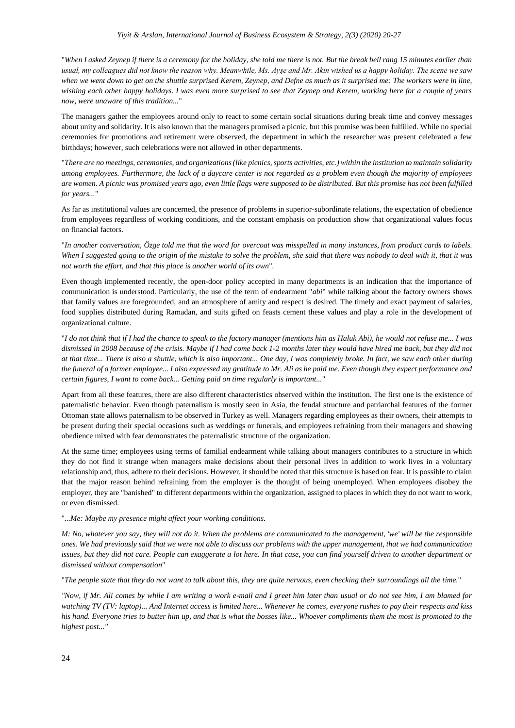"*When I asked Zeynep if there is a ceremony for the holiday, she told me there is not. But the break bell rang 15 minutes earlier than usual, my colleagues did not know the reason why. Meanwhile, Ms. Ayşe and Mr. Akın wished us a happy holiday. The scene we saw when we went down to get on the shuttle surprised Kerem, Zeynep, and Defne as much as it surprised me: The workers were in line, wishing each other happy holidays. I was even more surprised to see that Zeynep and Kerem, working here for a couple of years now, were unaware of this tradition...*"

The managers gather the employees around only to react to some certain social situations during break time and convey messages about unity and solidarity. It is also known that the managers promised a picnic, but this promise was been fulfilled. While no special ceremonies for promotions and retirement were observed, the department in which the researcher was present celebrated a few birthdays; however, such celebrations were not allowed in other departments.

"*There are no meetings, ceremonies, and organizations (like picnics, sports activities, etc.) within the institution to maintain solidarity among employees. Furthermore, the lack of a daycare center is not regarded as a problem even though the majority of employees are women. A picnic was promised years ago, even little flags were supposed to be distributed. But this promise has not been fulfilled for years...*"

As far as institutional values are concerned, the presence of problems in superior-subordinate relations, the expectation of obedience from employees regardless of working conditions, and the constant emphasis on production show that organizational values focus on financial factors.

"*In another conversation, Özge told me that the word for overcoat was misspelled in many instances, from product cards to labels. When I suggested going to the origin of the mistake to solve the problem, she said that there was nobody to deal with it, that it was not worth the effort, and that this place is another world of its own*".

Even though implemented recently, the open-door policy accepted in many departments is an indication that the importance of communication is understood. Particularly, the use of the term of endearment "*abi*" while talking about the factory owners shows that family values are foregrounded, and an atmosphere of amity and respect is desired. The timely and exact payment of salaries, food supplies distributed during Ramadan, and suits gifted on feasts cement these values and play a role in the development of organizational culture.

"*I do not think that if I had the chance to speak to the factory manager (mentions him as Haluk Abi), he would not refuse me... I was dismissed in 2008 because of the crisis. Maybe if I had come back 1-2 months later they would have hired me back, but they did not at that time... There is also a shuttle, which is also important... One day, I was completely broke. In fact, we saw each other during the funeral of a former employee... I also expressed my gratitude to Mr. Ali as he paid me. Even though they expect performance and certain figures, I want to come back... Getting paid on time regularly is important...*"

Apart from all these features, there are also different characteristics observed within the institution. The first one is the existence of paternalistic behavior. Even though paternalism is mostly seen in Asia, the feudal structure and patriarchal features of the former Ottoman state allows paternalism to be observed in Turkey as well. Managers regarding employees as their owners, their attempts to be present during their special occasions such as weddings or funerals, and employees refraining from their managers and showing obedience mixed with fear demonstrates the paternalistic structure of the organization.

At the same time; employees using terms of familial endearment while talking about managers contributes to a structure in which they do not find it strange when managers make decisions about their personal lives in addition to work lives in a voluntary relationship and, thus, adhere to their decisions. However, it should be noted that this structure is based on fear. It is possible to claim that the major reason behind refraining from the employer is the thought of being unemployed. When employees disobey the employer, they are "banished" to different departments within the organization, assigned to places in which they do not want to work, or even dismissed.

"*...Me: Maybe my presence might affect your working conditions.*

*M: No, whatever you say, they will not do it. When the problems are communicated to the management, 'we' will be the responsible ones. We had previously said that we were not able to discuss our problems with the upper management, that we had communication issues, but they did not care. People can exaggerate a lot here. In that case, you can find yourself driven to another department or dismissed without compensation*"

"*The people state that they do not want to talk about this, they are quite nervous, even checking their surroundings all the time.*"

*"Now, if Mr. Ali comes by while I am writing a work e-mail and I greet him later than usual or do not see him, I am blamed for watching TV (TV: laptop)... And Internet access is limited here... Whenever he comes, everyone rushes to pay their respects and kiss his hand. Everyone tries to butter him up, and that is what the bosses like... Whoever compliments them the most is promoted to the highest post..."*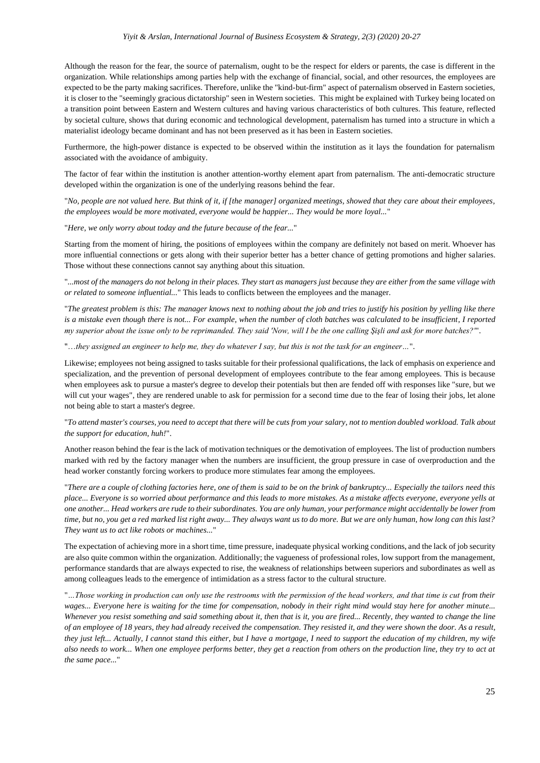Although the reason for the fear, the source of paternalism, ought to be the respect for elders or parents, the case is different in the organization. While relationships among parties help with the exchange of financial, social, and other resources, the employees are expected to be the party making sacrifices. Therefore, unlike the "kind-but-firm" aspect of paternalism observed in Eastern societies, it is closer to the "seemingly gracious dictatorship" seen in Western societies. This might be explained with Turkey being located on a transition point between Eastern and Western cultures and having various characteristics of both cultures. This feature, reflected by societal culture, shows that during economic and technological development, paternalism has turned into a structure in which a materialist ideology became dominant and has not been preserved as it has been in Eastern societies.

Furthermore, the high-power distance is expected to be observed within the institution as it lays the foundation for paternalism associated with the avoidance of ambiguity.

The factor of fear within the institution is another attention-worthy element apart from paternalism. The anti-democratic structure developed within the organization is one of the underlying reasons behind the fear.

"*No, people are not valued here. But think of it, if [the manager] organized meetings, showed that they care about their employees, the employees would be more motivated, everyone would be happier... They would be more loyal...*"

"*Here, we only worry about today and the future because of the fear...*"

Starting from the moment of hiring, the positions of employees within the company are definitely not based on merit. Whoever has more influential connections or gets along with their superior better has a better chance of getting promotions and higher salaries. Those without these connections cannot say anything about this situation.

"*...most of the managers do not belong in their places. They start as managers just because they are either from the same village with or related to someone influential...*" This leads to conflicts between the employees and the manager.

"*The greatest problem is this: The manager knows next to nothing about the job and tries to justify his position by yelling like there is a mistake even though there is not... For example, when the number of cloth batches was calculated to be insufficient, I reported my superior about the issue only to be reprimanded. They said 'Now, will I be the one calling Şişli and ask for more batches?'*".

"*…they assigned an engineer to help me, they do whatever I say, but this is not the task for an engineer…*".

Likewise; employees not being assigned to tasks suitable for their professional qualifications, the lack of emphasis on experience and specialization, and the prevention of personal development of employees contribute to the fear among employees. This is because when employees ask to pursue a master's degree to develop their potentials but then are fended off with responses like "sure, but we will cut your wages", they are rendered unable to ask for permission for a second time due to the fear of losing their jobs, let alone not being able to start a master's degree.

"*To attend master's courses, you need to accept that there will be cuts from your salary, not to mention doubled workload. Talk about the support for education, huh!*".

Another reason behind the fear is the lack of motivation techniques or the demotivation of employees. The list of production numbers marked with red by the factory manager when the numbers are insufficient, the group pressure in case of overproduction and the head worker constantly forcing workers to produce more stimulates fear among the employees.

"*There are a couple of clothing factories here, one of them is said to be on the brink of bankruptcy... Especially the tailors need this place... Everyone is so worried about performance and this leads to more mistakes. As a mistake affects everyone, everyone yells at one another... Head workers are rude to their subordinates. You are only human, your performance might accidentally be lower from time, but no, you get a red marked list right away... They always want us to do more. But we are only human, how long can this last? They want us to act like robots or machines...*"

The expectation of achieving more in a short time, time pressure, inadequate physical working conditions, and the lack of job security are also quite common within the organization. Additionally; the vagueness of professional roles, low support from the management, performance standards that are always expected to rise, the weakness of relationships between superiors and subordinates as well as among colleagues leads to the emergence of intimidation as a stress factor to the cultural structure.

"*...Those working in production can only use the restrooms with the permission of the head workers, and that time is cut from their wages... Everyone here is waiting for the time for compensation, nobody in their right mind would stay here for another minute... Whenever you resist something and said something about it, then that is it, you are fired... Recently, they wanted to change the line of an employee of 18 years, they had already received the compensation. They resisted it, and they were shown the door. As a result, they just left... Actually, I cannot stand this either, but I have a mortgage, I need to support the education of my children, my wife also needs to work... When one employee performs better, they get a reaction from others on the production line, they try to act at the same pace...*"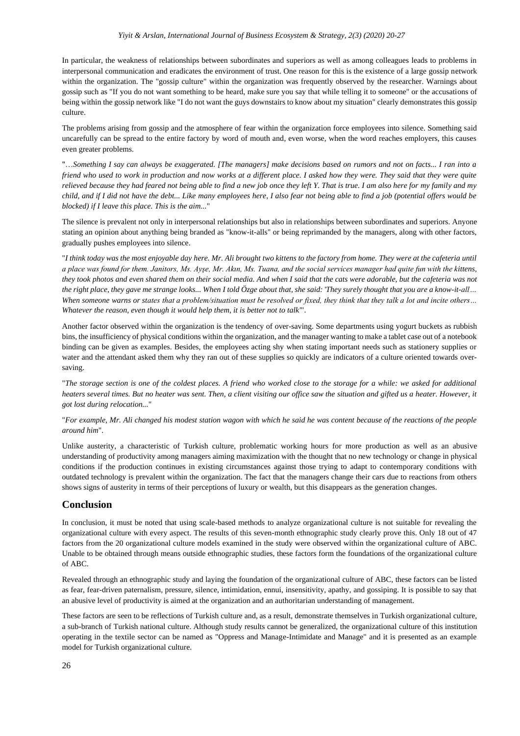In particular, the weakness of relationships between subordinates and superiors as well as among colleagues leads to problems in interpersonal communication and eradicates the environment of trust. One reason for this is the existence of a large gossip network within the organization. The "gossip culture" within the organization was frequently observed by the researcher. Warnings about gossip such as "If you do not want something to be heard, make sure you say that while telling it to someone" or the accusations of being within the gossip network like "I do not want the guys downstairs to know about my situation" clearly demonstrates this gossip culture.

The problems arising from gossip and the atmosphere of fear within the organization force employees into silence. Something said uncarefully can be spread to the entire factory by word of mouth and, even worse, when the word reaches employers, this causes even greater problems.

"*…Something I say can always be exaggerated. [The managers] make decisions based on rumors and not on facts... I ran into a friend who used to work in production and now works at a different place. I asked how they were. They said that they were quite relieved because they had feared not being able to find a new job once they left Y. That is true. I am also here for my family and my child, and if I did not have the debt... Like many employees here, I also fear not being able to find a job (potential offers would be blocked) if I leave this place. This is the aim...*"

The silence is prevalent not only in interpersonal relationships but also in relationships between subordinates and superiors. Anyone stating an opinion about anything being branded as "know-it-alls" or being reprimanded by the managers, along with other factors, gradually pushes employees into silence.

"*I think today was the most enjoyable day here. Mr. Ali brought two kittens to the factory from home. They were at the cafeteria until a place was found for them. Janitors, Ms. Ayşe, Mr. Akın, Ms. Tuana, and the social services manager had quite fun with the kittens, they took photos and even shared them on their social media. And when I said that the cats were adorable, but the cafeteria was not the right place, they gave me strange looks... When I told Özge about that, she said: 'They surely thought that you are a know-it-all… When someone warns or states that a problem/situation must be resolved or fixed, they think that they talk a lot and incite others… Whatever the reason, even though it would help them, it is better not to talk'*".

Another factor observed within the organization is the tendency of over-saving. Some departments using yogurt buckets as rubbish bins, the insufficiency of physical conditions within the organization, and the manager wanting to make a tablet case out of a notebook binding can be given as examples. Besides, the employees acting shy when stating important needs such as stationery supplies or water and the attendant asked them why they ran out of these supplies so quickly are indicators of a culture oriented towards over-saving.

"*The storage section is one of the coldest places. A friend who worked close to the storage for a while: we asked for additional heaters several times. But no heater was sent. Then, a client visiting our office saw the situation and gifted us a heater. However, it got lost during relocation...*"

"*For example, Mr. Ali changed his modest station wagon with which he said he was content because of the reactions of the people around him*".

Unlike austerity, a characteristic of Turkish culture, problematic working hours for more production as well as an abusive understanding of productivity among managers aiming maximization with the thought that no new technology or change in physical conditions if the production continues in existing circumstances against those trying to adapt to contemporary conditions with outdated technology is prevalent within the organization. The fact that the managers change their cars due to reactions from others shows signs of austerity in terms of their perceptions of luxury or wealth, but this disappears as the generation changes.

## Conclusion

In conclusion, it must be noted that using scale-based methods to analyze organizational culture is not suitable for revealing the organizational culture with every aspect. The results of this seven-month ethnographic study clearly prove this. Only 18 out of 47 factors from the 20 organizational culture models examined in the study were observed within the organizational culture of ABC. Unable to be obtained through means outside ethnographic studies, these factors form the foundations of the organizational culture of ABC.

Revealed through an ethnographic study and laying the foundation of the organizational culture of ABC, these factors can be listed as fear, fear-driven paternalism, pressure, silence, intimidation, ennui, insensitivity, apathy, and gossiping. It is possible to say that an abusive level of productivity is aimed at the organization and an authoritarian understanding of management.

These factors are seen to be reflections of Turkish culture and, as a result, demonstrate themselves in Turkish organizational culture, a sub-branch of Turkish national culture. Although study results cannot be generalized, the organizational culture of this institution operating in the textile sector can be named as "Oppress and Manage-Intimidate and Manage" and it is presented as an example model for Turkish organizational culture.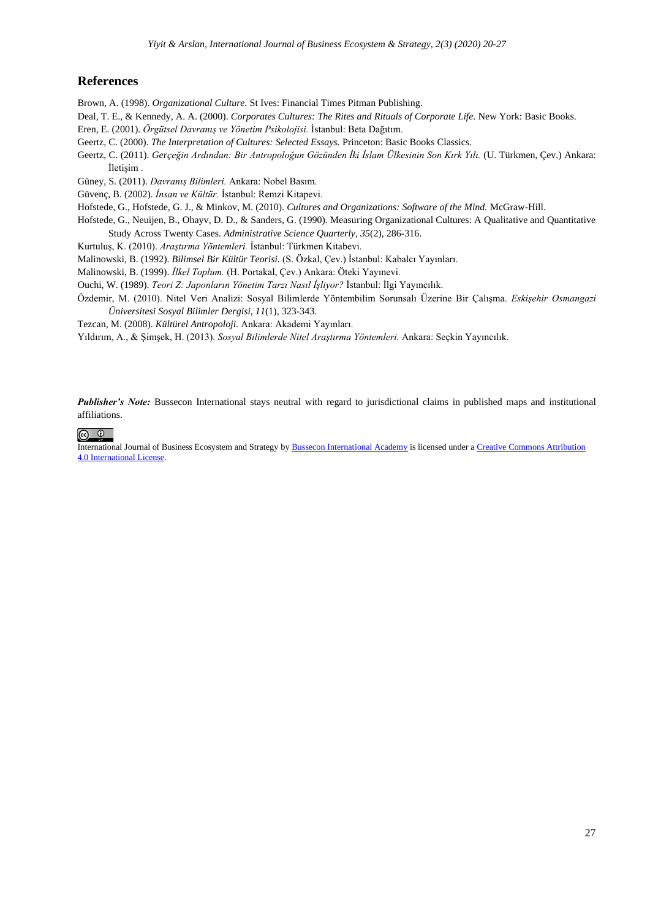## References

Brown, A. (1998). *Organizational Culture*. St Ives: Financial Times Pitman Publishing.

Deal, T. E., & Kennedy, A. A. (2000). *Corporates Cultures: The Rites and Rituals of Corporate Life.* New York: Basic Books.

Eren, E. (2001). *Örgütsel Davranış ve Yönetim Psikolojisi.* İstanbul: Beta Dağıtım.

Geertz, C. (2000). *The Interpretation of Cultures: Selected Essays.* Princeton: Basic Books Classics.

Geertz, C. (2011). *Gerçeğin Ardından: Bir Antropoloğun Gözünden İki İslam Ülkesinin Son Kırk Yılı.* (U. Türkmen, Çev.) Ankara: İletişim .

Güney, S. (2011). *Davranış Bilimleri.* Ankara: Nobel Basım.

Güvenç, B. (2002). *İnsan ve Kültür.* İstanbul: Remzi Kitapevi.

Hofstede, G., Hofstede, G. J., & Minkov, M. (2010). *Cultures and Organizations: Software of the Mind.* McGraw-Hill.

Hofstede, G., Neuijen, B., Ohayv, D. D., & Sanders, G. (1990). Measuring Organizational Cultures: A Qualitative and Quantitative Study Across Twenty Cases. *Administrative Science Quarterly, 35*(2), 286-316.

Kurtuluş, K. (2010). *Araştırma Yöntemleri.* İstanbul: Türkmen Kitabevi.

Malinowski, B. (1992). *Bilimsel Bir Kültür Teorisi.* (S. Özkal, Çev.) İstanbul: Kabalcı Yayınları.

Malinowski, B. (1999). *İlkel Toplum.* (H. Portakal, Çev.) Ankara: Öteki Yayınevi.

Ouchi, W. (1989). *Teori Z: Japonların Yönetim Tarzı Nasıl İşliyor?* İstanbul: İlgi Yayıncılık.

Özdemir, M. (2010). Nitel Veri Analizi: Sosyal Bilimlerde Yöntembilim Sorunsalı Üzerine Bir Çalışma. *Eskişehir Osmangazi Üniversitesi Sosyal Bilimler Dergisi, 11*(1), 323-343.

Tezcan, M. (2008). *Kültürel Antropoloji.* Ankara: Akademi Yayınları.

Yıldırım, A., & Şimşek, H. (2013). *Sosyal Bilimlerde Nitel Araştırma Yöntemleri.* Ankara: Seçkin Yayıncılık.

***Publisher's Note:*** Bussecon International stays neutral with regard to jurisdictional claims in published maps and institutional affiliations.

International Journal of Business Ecosystem and Strategy by [Bussecon International Academy]() is licensed under a [Creative Commons Attribution 4.0 International License]().